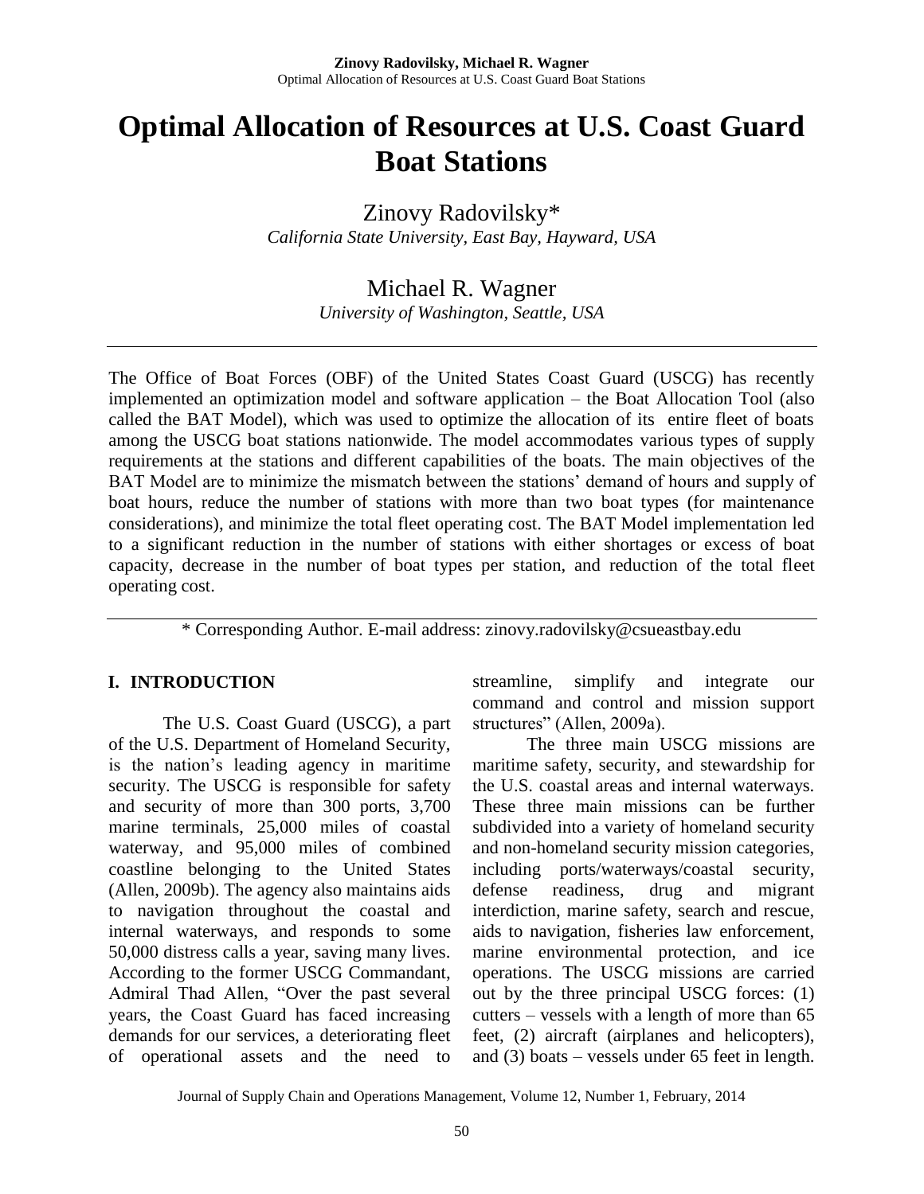# Optimal Allocation of Resources at U.S. Coast Guard Boat Stations

Zinovy Radovilsky*

*California State University, East Bay, Hayward, USA*

Michael R. Wagner

*University of Washington, Seattle, USA*

---

The Office of Boat Forces (OBF) of the United States Coast Guard (USCG) has recently implemented an optimization model and software application – the Boat Allocation Tool (also called the BAT Model), which was used to optimize the allocation of its entire fleet of boats among the USCG boat stations nationwide. The model accommodates various types of supply requirements at the stations and different capabilities of the boats. The main objectives of the BAT Model are to minimize the mismatch between the stations' demand of hours and supply of boat hours, reduce the number of stations with more than two boat types (for maintenance considerations), and minimize the total fleet operating cost. The BAT Model implementation led to a significant reduction in the number of stations with either shortages or excess of boat capacity, decrease in the number of boat types per station, and reduction of the total fleet operating cost.

---

\* Corresponding Author. E-mail address: zinovy.radovilsky@csueastbay.edu

## I. INTRODUCTION

The U.S. Coast Guard (USCG), a part of the U.S. Department of Homeland Security, is the nation's leading agency in maritime security. The USCG is responsible for safety and security of more than 300 ports, 3,700 marine terminals, 25,000 miles of coastal waterway, and 95,000 miles of combined coastline belonging to the United States (Allen, 2009b). The agency also maintains aids to navigation throughout the coastal and internal waterways, and responds to some 50,000 distress calls a year, saving many lives. According to the former USCG Commandant, Admiral Thad Allen, "Over the past several years, the Coast Guard has faced increasing demands for our services, a deteriorating fleet of operational assets and the need to streamline, simplify and integrate our command and control and mission support structures" (Allen, 2009a).

The three main USCG missions are maritime safety, security, and stewardship for the U.S. coastal areas and internal waterways. These three main missions can be further subdivided into a variety of homeland security and non-homeland security mission categories, including ports/waterways/coastal security, defense readiness, drug and migrant interdiction, marine safety, search and rescue, aids to navigation, fisheries law enforcement, marine environmental protection, and ice operations. The USCG missions are carried out by the three principal USCG forces: (1) cutters – vessels with a length of more than 65 feet, (2) aircraft (airplanes and helicopters), and (3) boats – vessels under 65 feet in length.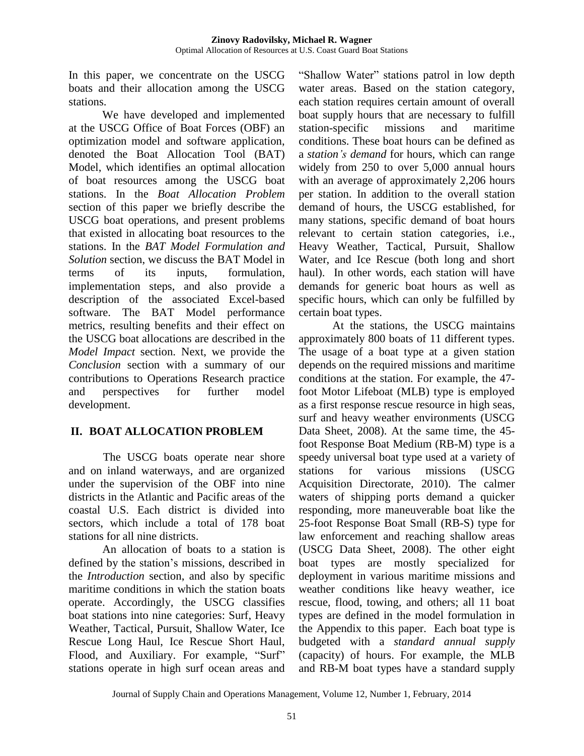In this paper, we concentrate on the USCG boats and their allocation among the USCG stations.

We have developed and implemented at the USCG Office of Boat Forces (OBF) an optimization model and software application, denoted the Boat Allocation Tool (BAT) Model, which identifies an optimal allocation of boat resources among the USCG boat stations. In the *Boat Allocation Problem* section of this paper we briefly describe the USCG boat operations, and present problems that existed in allocating boat resources to the stations. In the *BAT Model Formulation and Solution* section, we discuss the BAT Model in terms of its inputs, formulation, implementation steps, and also provide a description of the associated Excel-based software. The BAT Model performance metrics, resulting benefits and their effect on the USCG boat allocations are described in the *Model Impact* section. Next, we provide the *Conclusion* section with a summary of our contributions to Operations Research practice and perspectives for further model development.

## II. BOAT ALLOCATION PROBLEM

The USCG boats operate near shore and on inland waterways, and are organized under the supervision of the OBF into nine districts in the Atlantic and Pacific areas of the coastal U.S. Each district is divided into sectors, which include a total of 178 boat stations for all nine districts.

An allocation of boats to a station is defined by the station's missions, described in the *Introduction* section, and also by specific maritime conditions in which the station boats operate. Accordingly, the USCG classifies boat stations into nine categories: Surf, Heavy Weather, Tactical, Pursuit, Shallow Water, Ice Rescue Long Haul, Ice Rescue Short Haul, Flood, and Auxiliary. For example, "Surf" stations operate in high surf ocean areas and "Shallow Water" stations patrol in low depth water areas. Based on the station category, each station requires certain amount of overall boat supply hours that are necessary to fulfill station-specific missions and maritime conditions. These boat hours can be defined as a *station's demand* for hours, which can range widely from 250 to over 5,000 annual hours with an average of approximately 2,206 hours per station. In addition to the overall station demand of hours, the USCG established, for many stations, specific demand of boat hours relevant to certain station categories, i.e., Heavy Weather, Tactical, Pursuit, Shallow Water, and Ice Rescue (both long and short haul). In other words, each station will have demands for generic boat hours as well as specific hours, which can only be fulfilled by certain boat types.

At the stations, the USCG maintains approximately 800 boats of 11 different types. The usage of a boat type at a given station depends on the required missions and maritime conditions at the station. For example, the 47-foot Motor Lifeboat (MLB) type is employed as a first response rescue resource in high seas, surf and heavy weather environments (USCG Data Sheet, 2008). At the same time, the 45-foot Response Boat Medium (RB-M) type is a speedy universal boat type used at a variety of stations for various missions (USCG Acquisition Directorate, 2010). The calmer waters of shipping ports demand a quicker responding, more maneuverable boat like the 25-foot Response Boat Small (RB-S) type for law enforcement and reaching shallow areas (USCG Data Sheet, 2008). The other eight boat types are mostly specialized for deployment in various maritime missions and weather conditions like heavy weather, ice rescue, flood, towing, and others; all 11 boat types are defined in the model formulation in the Appendix to this paper. Each boat type is budgeted with a *standard annual supply* (capacity) of hours. For example, the MLB and RB-M boat types have a standard supply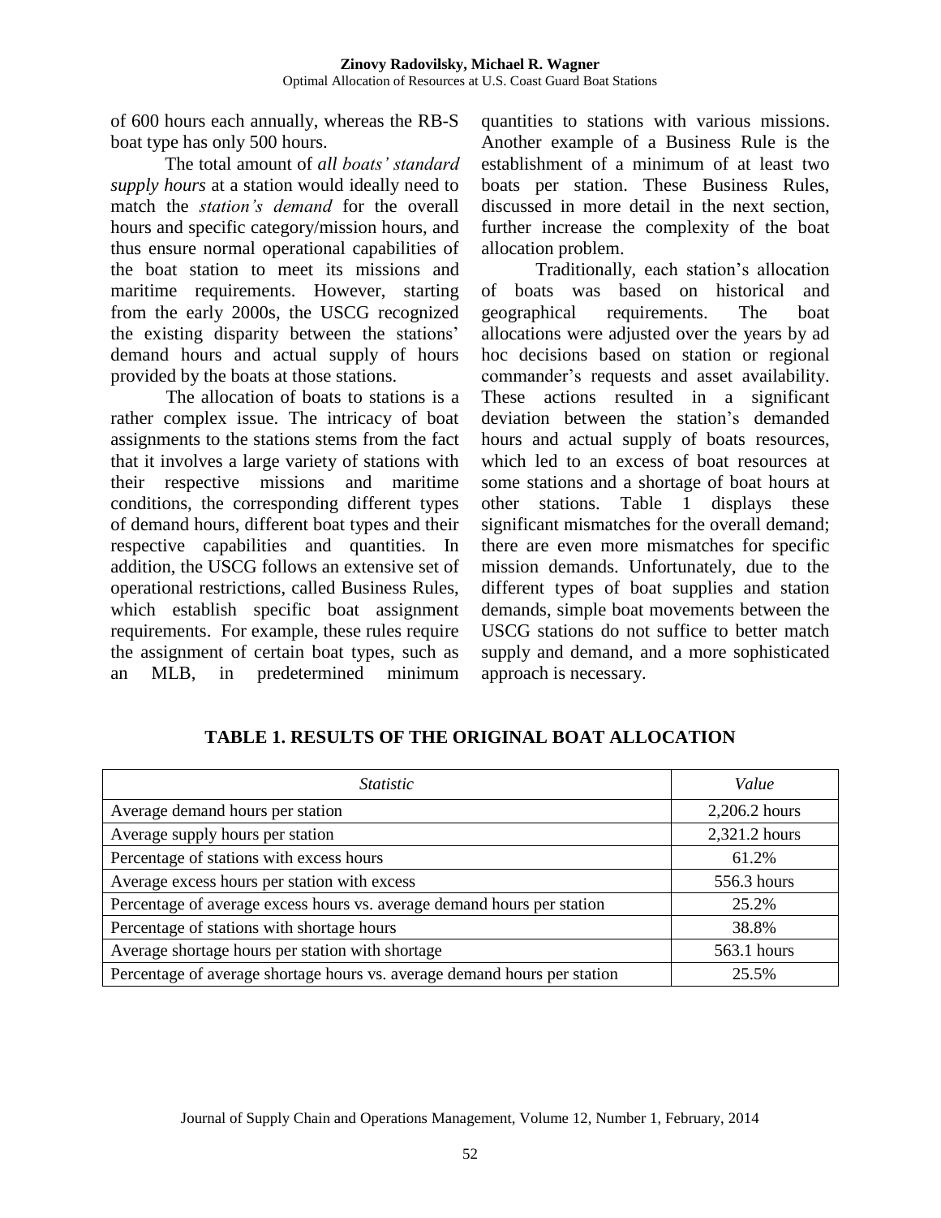of 600 hours each annually, whereas the RB-S boat type has only 500 hours.

The total amount of *all boats' standard supply hours* at a station would ideally need to match the *station's demand* for the overall hours and specific category/mission hours, and thus ensure normal operational capabilities of the boat station to meet its missions and maritime requirements. However, starting from the early 2000s, the USCG recognized the existing disparity between the stations' demand hours and actual supply of hours provided by the boats at those stations.

The allocation of boats to stations is a rather complex issue. The intricacy of boat assignments to the stations stems from the fact that it involves a large variety of stations with their respective missions and maritime conditions, the corresponding different types of demand hours, different boat types and their respective capabilities and quantities. In addition, the USCG follows an extensive set of operational restrictions, called Business Rules, which establish specific boat assignment requirements. For example, these rules require the assignment of certain boat types, such as an MLB, in predetermined minimum quantities to stations with various missions. Another example of a Business Rule is the establishment of a minimum of at least two boats per station. These Business Rules, discussed in more detail in the next section, further increase the complexity of the boat allocation problem.

Traditionally, each station's allocation of boats was based on historical and geographical requirements. The boat allocations were adjusted over the years by ad hoc decisions based on station or regional commander's requests and asset availability. These actions resulted in a significant deviation between the station's demanded hours and actual supply of boats resources, which led to an excess of boat resources at some stations and a shortage of boat hours at other stations. Table 1 displays these significant mismatches for the overall demand; there are even more mismatches for specific mission demands. Unfortunately, due to the different types of boat supplies and station demands, simple boat movements between the USCG stations do not suffice to better match supply and demand, and a more sophisticated approach is necessary.

**TABLE 1. RESULTS OF THE ORIGINAL BOAT ALLOCATION**

| *Statistic* | *Value* |
|---|---|
| Average demand hours per station | 2,206.2 hours |
| Average supply hours per station | 2,321.2 hours |
| Percentage of stations with excess hours | 61.2% |
| Average excess hours per station with excess | 556.3 hours |
| Percentage of average excess hours vs. average demand hours per station | 25.2% |
| Percentage of stations with shortage hours | 38.8% |
| Average shortage hours per station with shortage | 563.1 hours |
| Percentage of average shortage hours vs. average demand hours per station | 25.5% |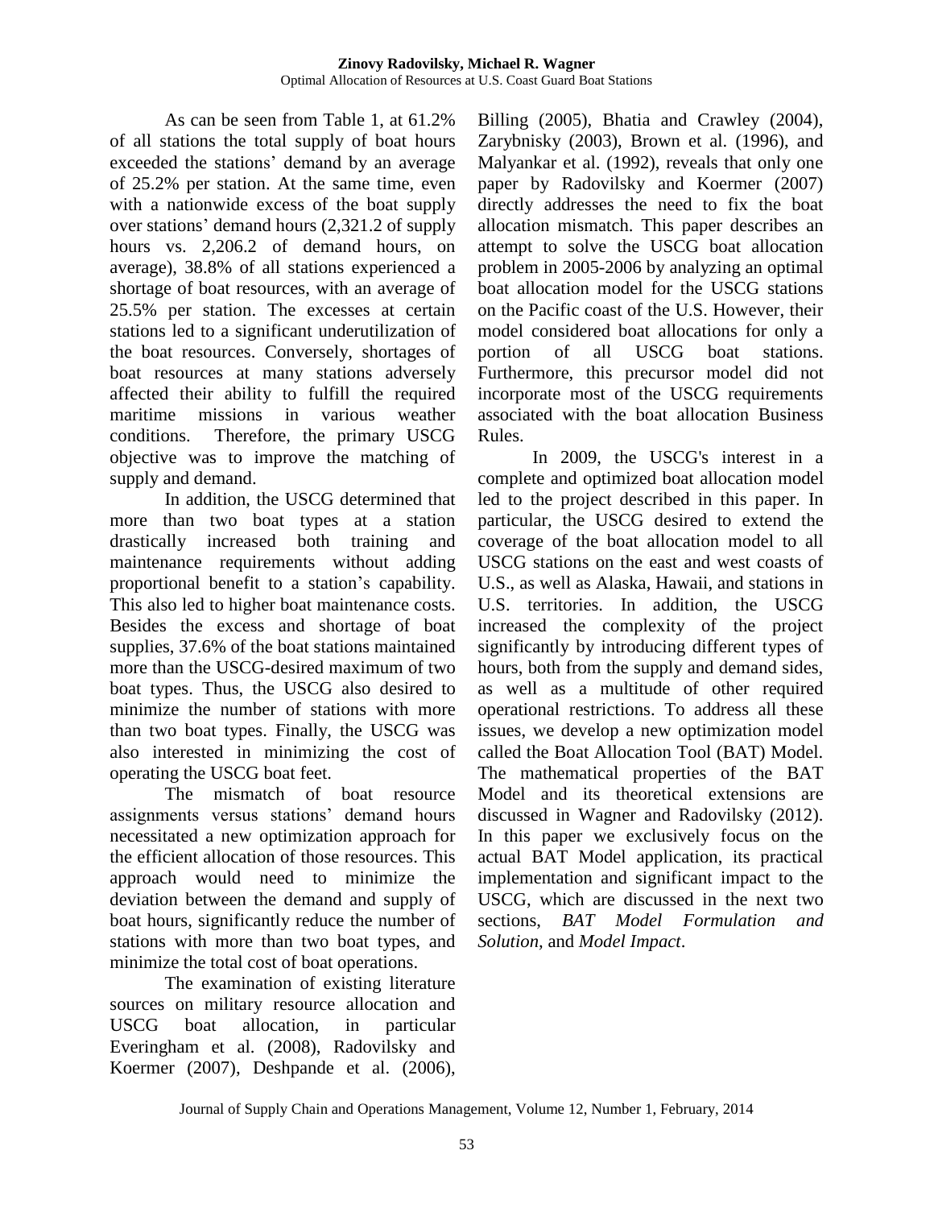As can be seen from Table 1, at 61.2% of all stations the total supply of boat hours exceeded the stations' demand by an average of 25.2% per station. At the same time, even with a nationwide excess of the boat supply over stations' demand hours (2,321.2 of supply hours vs. 2,206.2 of demand hours, on average), 38.8% of all stations experienced a shortage of boat resources, with an average of 25.5% per station. The excesses at certain stations led to a significant underutilization of the boat resources. Conversely, shortages of boat resources at many stations adversely affected their ability to fulfill the required maritime missions in various weather conditions. Therefore, the primary USCG objective was to improve the matching of supply and demand.

In addition, the USCG determined that more than two boat types at a station drastically increased both training and maintenance requirements without adding proportional benefit to a station's capability. This also led to higher boat maintenance costs. Besides the excess and shortage of boat supplies, 37.6% of the boat stations maintained more than the USCG-desired maximum of two boat types. Thus, the USCG also desired to minimize the number of stations with more than two boat types. Finally, the USCG was also interested in minimizing the cost of operating the USCG boat feet.

The mismatch of boat resource assignments versus stations' demand hours necessitated a new optimization approach for the efficient allocation of those resources. This approach would need to minimize the deviation between the demand and supply of boat hours, significantly reduce the number of stations with more than two boat types, and minimize the total cost of boat operations.

The examination of existing literature sources on military resource allocation and USCG boat allocation, in particular Everingham et al. (2008), Radovilsky and Koermer (2007), Deshpande et al. (2006), Billing (2005), Bhatia and Crawley (2004), Zarybnisky (2003), Brown et al. (1996), and Malyankar et al. (1992), reveals that only one paper by Radovilsky and Koermer (2007) directly addresses the need to fix the boat allocation mismatch. This paper describes an attempt to solve the USCG boat allocation problem in 2005-2006 by analyzing an optimal boat allocation model for the USCG stations on the Pacific coast of the U.S. However, their model considered boat allocations for only a portion of all USCG boat stations. Furthermore, this precursor model did not incorporate most of the USCG requirements associated with the boat allocation Business Rules.

In 2009, the USCG's interest in a complete and optimized boat allocation model led to the project described in this paper. In particular, the USCG desired to extend the coverage of the boat allocation model to all USCG stations on the east and west coasts of U.S., as well as Alaska, Hawaii, and stations in U.S. territories. In addition, the USCG increased the complexity of the project significantly by introducing different types of hours, both from the supply and demand sides, as well as a multitude of other required operational restrictions. To address all these issues, we develop a new optimization model called the Boat Allocation Tool (BAT) Model. The mathematical properties of the BAT Model and its theoretical extensions are discussed in Wagner and Radovilsky (2012). In this paper we exclusively focus on the actual BAT Model application, its practical implementation and significant impact to the USCG, which are discussed in the next two sections, *BAT Model Formulation and Solution*, and *Model Impact*.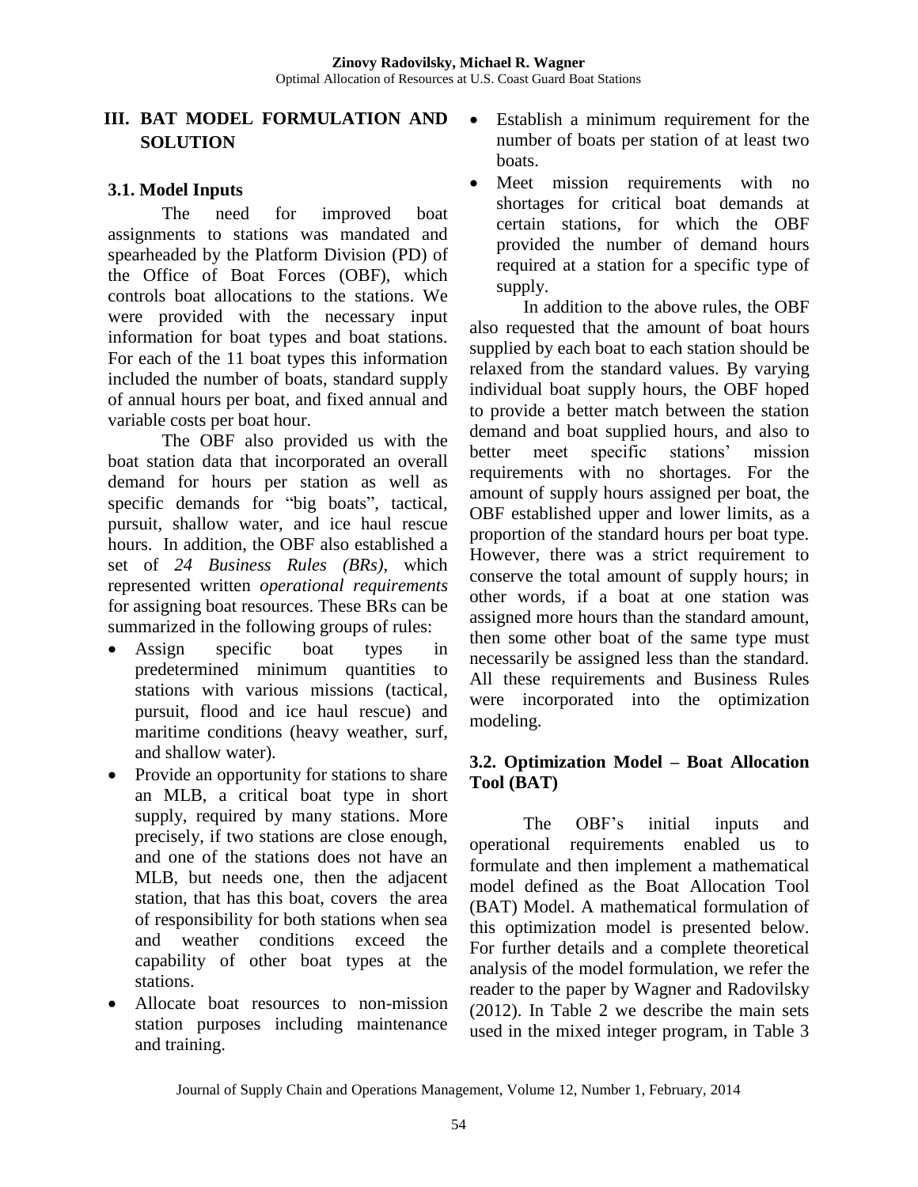## III. BAT MODEL FORMULATION AND SOLUTION

### 3.1. Model Inputs

The need for improved boat assignments to stations was mandated and spearheaded by the Platform Division (PD) of the Office of Boat Forces (OBF), which controls boat allocations to the stations. We were provided with the necessary input information for boat types and boat stations. For each of the 11 boat types this information included the number of boats, standard supply of annual hours per boat, and fixed annual and variable costs per boat hour.

The OBF also provided us with the boat station data that incorporated an overall demand for hours per station as well as specific demands for "big boats", tactical, pursuit, shallow water, and ice haul rescue hours. In addition, the OBF also established a set of *24 Business Rules (BRs)*, which represented written *operational requirements* for assigning boat resources. These BRs can be summarized in the following groups of rules:

- Assign specific boat types in predetermined minimum quantities to stations with various missions (tactical, pursuit, flood and ice haul rescue) and maritime conditions (heavy weather, surf, and shallow water).
- Provide an opportunity for stations to share an MLB, a critical boat type in short supply, required by many stations. More precisely, if two stations are close enough, and one of the stations does not have an MLB, but needs one, then the adjacent station, that has this boat, covers the area of responsibility for both stations when sea and weather conditions exceed the capability of other boat types at the stations.
- Allocate boat resources to non-mission station purposes including maintenance and training.
- Establish a minimum requirement for the number of boats per station of at least two boats.
- Meet mission requirements with no shortages for critical boat demands at certain stations, for which the OBF provided the number of demand hours required at a station for a specific type of supply.

In addition to the above rules, the OBF also requested that the amount of boat hours supplied by each boat to each station should be relaxed from the standard values. By varying individual boat supply hours, the OBF hoped to provide a better match between the station demand and boat supplied hours, and also to better meet specific stations' mission requirements with no shortages. For the amount of supply hours assigned per boat, the OBF established upper and lower limits, as a proportion of the standard hours per boat type. However, there was a strict requirement to conserve the total amount of supply hours; in other words, if a boat at one station was assigned more hours than the standard amount, then some other boat of the same type must necessarily be assigned less than the standard. All these requirements and Business Rules were incorporated into the optimization modeling.

### 3.2. Optimization Model – Boat Allocation Tool (BAT)

The OBF's initial inputs and operational requirements enabled us to formulate and then implement a mathematical model defined as the Boat Allocation Tool (BAT) Model. A mathematical formulation of this optimization model is presented below. For further details and a complete theoretical analysis of the model formulation, we refer the reader to the paper by Wagner and Radovilsky (2012). In Table 2 we describe the main sets used in the mixed integer program, in Table 3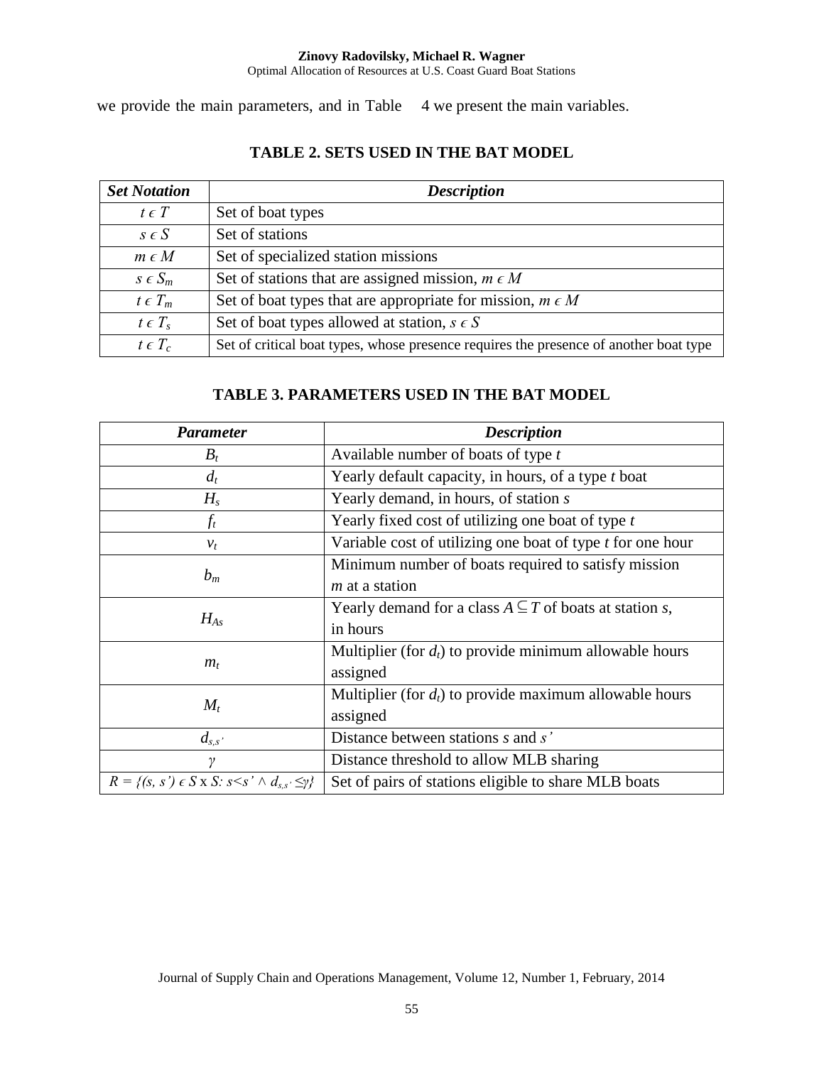we provide the main parameters, and in Table 4 we present the main variables.

**TABLE 2. SETS USED IN THE BAT MODEL**

| ***Set Notation*** | ***Description*** |
|---|---|
| $t \in T$ | Set of boat types |
| $s \in S$ | Set of stations |
| $m \in M$ | Set of specialized station missions |
| $s \in S_m$ | Set of stations that are assigned mission, $m \in M$ |
| $t \in T_m$ | Set of boat types that are appropriate for mission, $m \in M$ |
| $t \in T_s$ | Set of boat types allowed at station, $s \in S$ |
| $t \in T_c$ | Set of critical boat types, whose presence requires the presence of another boat type |

**TABLE 3. PARAMETERS USED IN THE BAT MODEL**

| ***Parameter*** | ***Description*** |
|---|---|
| $B_t$ | Available number of boats of type $t$ |
| $d_t$ | Yearly default capacity, in hours, of a type $t$ boat |
| $H_s$ | Yearly demand, in hours, of station $s$ |
| $f_t$ | Yearly fixed cost of utilizing one boat of type $t$ |
| $v_t$ | Variable cost of utilizing one boat of type $t$ for one hour |
| $b_m$ | Minimum number of boats required to satisfy mission $m$ at a station |
| $H_{As}$ | Yearly demand for a class $A \subseteq T$ of boats at station $s$, in hours |
| $m_t$ | Multiplier (for $d_t$) to provide minimum allowable hours assigned |
| $M_t$ | Multiplier (for $d_t$) to provide maximum allowable hours assigned |
| $d_{s,s'}$ | Distance between stations $s$ and $s'$ |
| $\gamma$ | Distance threshold to allow MLB sharing |
| $R = \{(s, s') \in S \times S: s<s' \wedge d_{s,s'} \leq \gamma\}$ | Set of pairs of stations eligible to share MLB boats |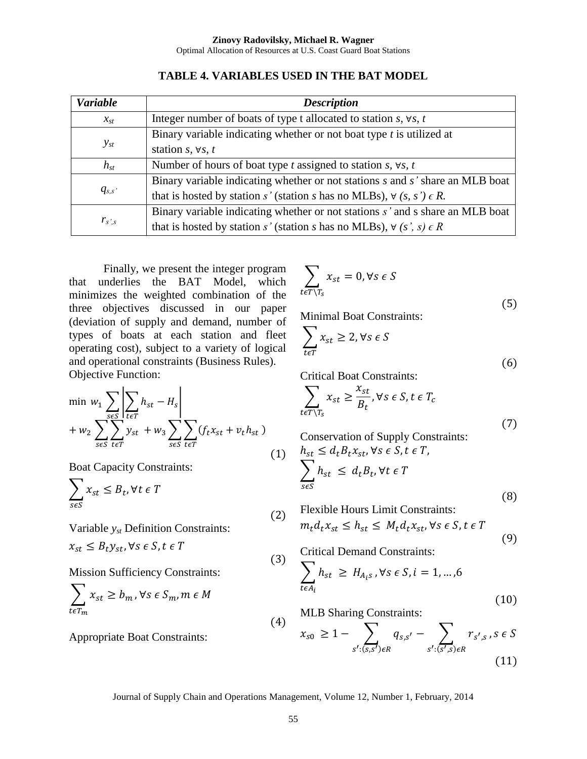**TABLE 4. VARIABLES USED IN THE BAT MODEL**

| *Variable* | *Description* |
|---|---|
| $x_{st}$ | Integer number of boats of type t allocated to station *s*, ∀*s*, *t* |
| $y_{st}$ | Binary variable indicating whether or not boat type *t* is utilized at station *s*, ∀*s*, *t* |
| $h_{st}$ | Number of hours of boat type *t* assigned to station *s*, ∀*s*, *t* |
| $q_{s,s'}$ | Binary variable indicating whether or not stations *s* and *s'* share an MLB boat that is hosted by station *s'* (station *s* has no MLBs), ∀ *(s, s')* ϵ *R.* |
| $r_{s',s}$ | Binary variable indicating whether or not stations *s'* and s share an MLB boat that is hosted by station *s'* (station *s* has no MLBs), ∀ *(s', s)* ϵ *R* |

Finally, we present the integer program that underlies the BAT Model, which minimizes the weighted combination of the three objectives discussed in our paper (deviation of supply and demand, number of types of boats at each station and fleet operating cost), subject to a variety of logical and operational constraints (Business Rules).

Objective Function:

$$\min \; w_1 \sum_{s \epsilon S} \left| \sum_{t \epsilon T} h_{st} - H_s \right| + w_2 \sum_{s \epsilon S} \sum_{t \epsilon T} y_{st} + w_3 \sum_{s \epsilon S} \sum_{t \epsilon T} (f_t x_{st} + v_t h_{st}) \tag{1}$$

Boat Capacity Constraints:

$$\sum_{s \epsilon S} x_{st} \leq B_t, \forall t \; \epsilon \; T \tag{2}$$

Variable $y_{st}$ Definition Constraints:

$$x_{st} \leq B_t y_{st}, \forall s \; \epsilon \; S, t \; \epsilon \; T \tag{3}$$

Mission Sufficiency Constraints:

$$\sum_{t \epsilon T_m} x_{st} \geq b_m, \forall s \; \epsilon \; S_m, m \; \epsilon \; M \tag{4}$$

Appropriate Boat Constraints:

$$\sum_{t \epsilon T \setminus T_s} x_{st} = 0, \forall s \; \epsilon \; S \tag{5}$$

Minimal Boat Constraints:

$$\sum_{t \epsilon T} x_{st} \geq 2, \forall s \; \epsilon \; S \tag{6}$$

Critical Boat Constraints:

$$\sum_{t \epsilon T \setminus T_s} x_{st} \geq \frac{x_{st}}{B_t}, \forall s \; \epsilon \; S, t \; \epsilon \; T_c \tag{7}$$

Conservation of Supply Constraints:

$$h_{st} \leq d_t B_t x_{st}, \forall s \; \epsilon \; S, t \; \epsilon \; T, \qquad \sum_{s \epsilon S} h_{st} \leq d_t B_t, \forall t \; \epsilon \; T \tag{8}$$

Flexible Hours Limit Constraints:

$$m_t d_t x_{st} \leq h_{st} \leq M_t d_t x_{st}, \forall s \; \epsilon \; S, t \; \epsilon \; T \tag{9}$$

Critical Demand Constraints:

$$\sum_{t \epsilon A_i} h_{st} \geq H_{A_i s}, \forall s \; \epsilon \; S, i = 1, \ldots, 6 \tag{10}$$

MLB Sharing Constraints:

$$x_{s0} \geq 1 - \sum_{s' : (s,s') \epsilon R} q_{s,s'} - \sum_{s' : (s',s) \epsilon R} r_{s',s}, s \; \epsilon \; S \tag{11}$$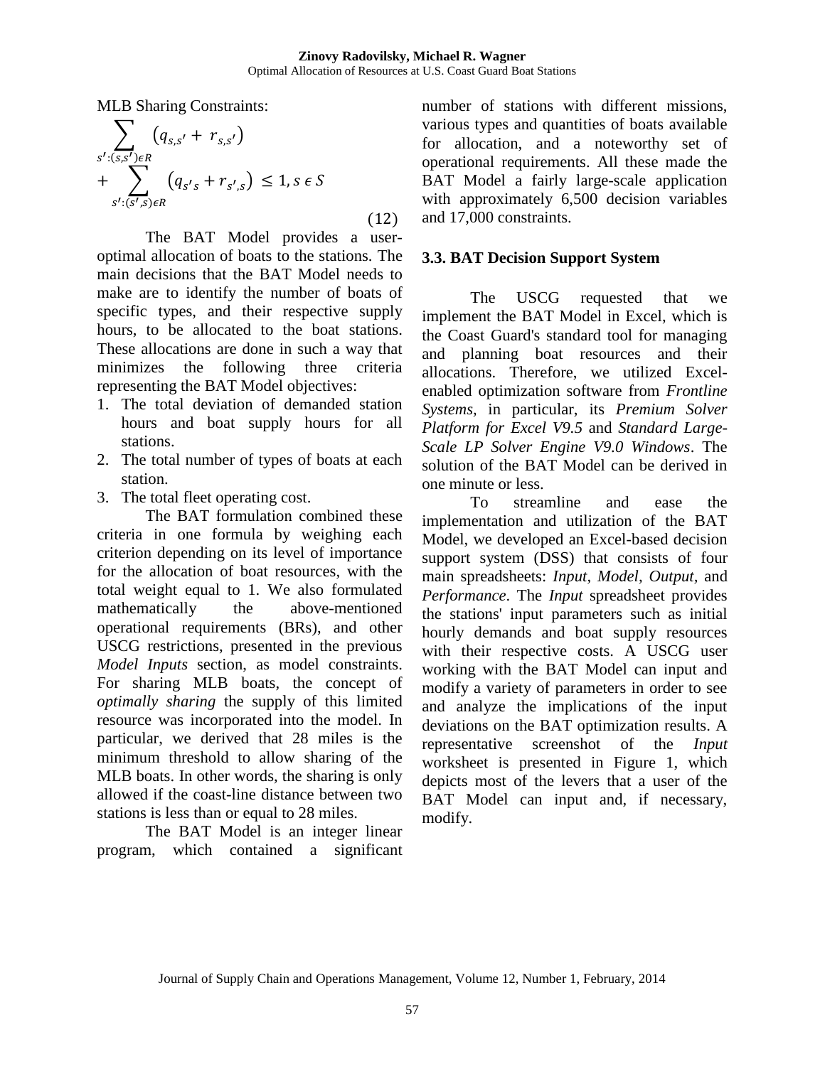MLB Sharing Constraints:

$$\sum_{s':(s,s')\epsilon R} \left(q_{s,s'} + r_{s,s'}\right) + \sum_{s':(s',s)\epsilon R} \left(q_{s's} + r_{s',s}\right) \leq 1, s \epsilon S \quad (12)$$

The BAT Model provides a user-optimal allocation of boats to the stations. The main decisions that the BAT Model needs to make are to identify the number of boats of specific types, and their respective supply hours, to be allocated to the boat stations. These allocations are done in such a way that minimizes the following three criteria representing the BAT Model objectives:

1. The total deviation of demanded station hours and boat supply hours for all stations.
2. The total number of types of boats at each station.
3. The total fleet operating cost.

The BAT formulation combined these criteria in one formula by weighing each criterion depending on its level of importance for the allocation of boat resources, with the total weight equal to 1. We also formulated mathematically the above-mentioned operational requirements (BRs), and other USCG restrictions, presented in the previous *Model Inputs* section, as model constraints. For sharing MLB boats, the concept of *optimally sharing* the supply of this limited resource was incorporated into the model. In particular, we derived that 28 miles is the minimum threshold to allow sharing of the MLB boats. In other words, the sharing is only allowed if the coast-line distance between two stations is less than or equal to 28 miles.

The BAT Model is an integer linear program, which contained a significant number of stations with different missions, various types and quantities of boats available for allocation, and a noteworthy set of operational requirements. All these made the BAT Model a fairly large-scale application with approximately 6,500 decision variables and 17,000 constraints.

### 3.3. BAT Decision Support System

The USCG requested that we implement the BAT Model in Excel, which is the Coast Guard's standard tool for managing and planning boat resources and their allocations. Therefore, we utilized Excel-enabled optimization software from *Frontline Systems,* in particular, its *Premium Solver Platform for Excel V9.5* and *Standard Large-Scale LP Solver Engine V9.0 Windows*. The solution of the BAT Model can be derived in one minute or less.

To streamline and ease the implementation and utilization of the BAT Model, we developed an Excel-based decision support system (DSS) that consists of four main spreadsheets: *Input, Model, Output,* and *Performance*. The *Input* spreadsheet provides the stations' input parameters such as initial hourly demands and boat supply resources with their respective costs. A USCG user working with the BAT Model can input and modify a variety of parameters in order to see and analyze the implications of the input deviations on the BAT optimization results. A representative screenshot of the *Input* worksheet is presented in Figure 1, which depicts most of the levers that a user of the BAT Model can input and, if necessary, modify.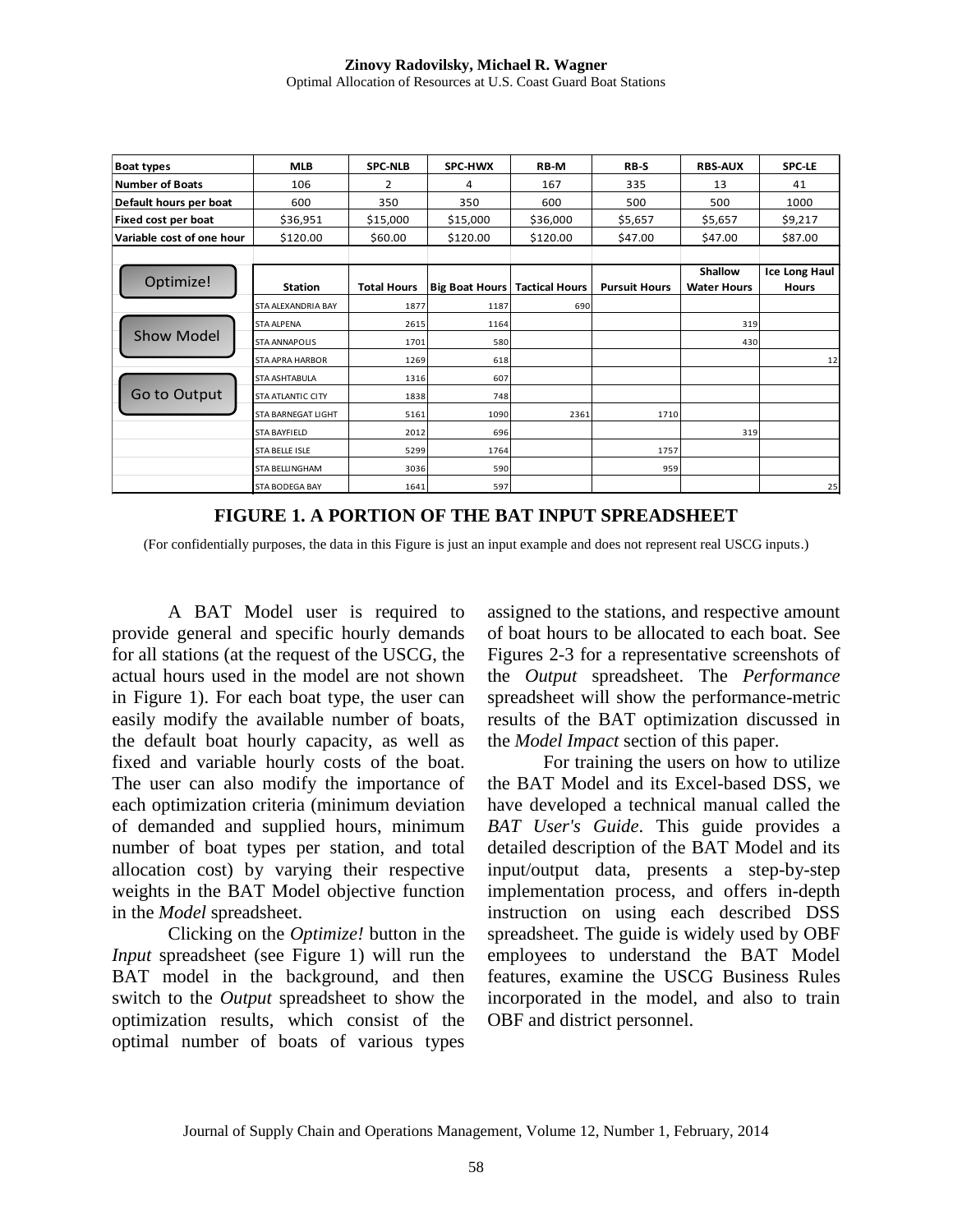| Boat types | MLB | SPC-NLB | SPC-HWX | RB-M | RB-S | RBS-AUX | SPC-LE |
|---|---|---|---|---|---|---|---|
| Number of Boats | 106 | 2 | 4 | 167 | 335 | 13 | 41 |
| Default hours per boat | 600 | 350 | 350 | 600 | 500 | 500 | 1000 |
| Fixed cost per boat | $36,951 | $15,000 | $15,000 | $36,000 | $5,657 | $5,657 | $9,217 |
| Variable cost of one hour | $120.00 | $60.00 | $120.00 | $120.00 | $47.00 | $47.00 | $87.00 |
| | | | | | | | |
| Optimize! | Station | Total Hours | Big Boat Hours | Tactical Hours | Pursuit Hours | Shallow Water Hours | Ice Long Haul Hours |
| | STA ALEXANDRIA BAY | 1877 | 1187 | 690 | | | |
| Show Model | STA ALPENA | 2615 | 1164 | | | 319 | |
| | STA ANNAPOLIS | 1701 | 580 | | | 430 | |
| | STA APRA HARBOR | 1269 | 618 | | | | 12 |
| Go to Output | STA ASHTABULA | 1316 | 607 | | | | |
| | STA ATLANTIC CITY | 1838 | 748 | | | | |
| | STA BARNEGAT LIGHT | 5161 | 1090 | 2361 | 1710 | | |
| | STA BAYFIELD | 2012 | 696 | | | 319 | |
| | STA BELLE ISLE | 5299 | 1764 | | 1757 | | |
| | STA BELLINGHAM | 3036 | 590 | | 959 | | |
| | STA BODEGA BAY | 1641 | 597 | | | | 25 |

**FIGURE 1. A PORTION OF THE BAT INPUT SPREADSHEET**

(For confidentially purposes, the data in this Figure is just an input example and does not represent real USCG inputs.)

A BAT Model user is required to provide general and specific hourly demands for all stations (at the request of the USCG, the actual hours used in the model are not shown in Figure 1). For each boat type, the user can easily modify the available number of boats, the default boat hourly capacity, as well as fixed and variable hourly costs of the boat. The user can also modify the importance of each optimization criteria (minimum deviation of demanded and supplied hours, minimum number of boat types per station, and total allocation cost) by varying their respective weights in the BAT Model objective function in the *Model* spreadsheet.

Clicking on the *Optimize!* button in the *Input* spreadsheet (see Figure 1) will run the BAT model in the background, and then switch to the *Output* spreadsheet to show the optimization results, which consist of the optimal number of boats of various types assigned to the stations, and respective amount of boat hours to be allocated to each boat. See Figures 2-3 for a representative screenshots of the *Output* spreadsheet. The *Performance* spreadsheet will show the performance-metric results of the BAT optimization discussed in the *Model Impact* section of this paper.

For training the users on how to utilize the BAT Model and its Excel-based DSS, we have developed a technical manual called the *BAT User's Guide*. This guide provides a detailed description of the BAT Model and its input/output data, presents a step-by-step implementation process, and offers in-depth instruction on using each described DSS spreadsheet. The guide is widely used by OBF employees to understand the BAT Model features, examine the USCG Business Rules incorporated in the model, and also to train OBF and district personnel.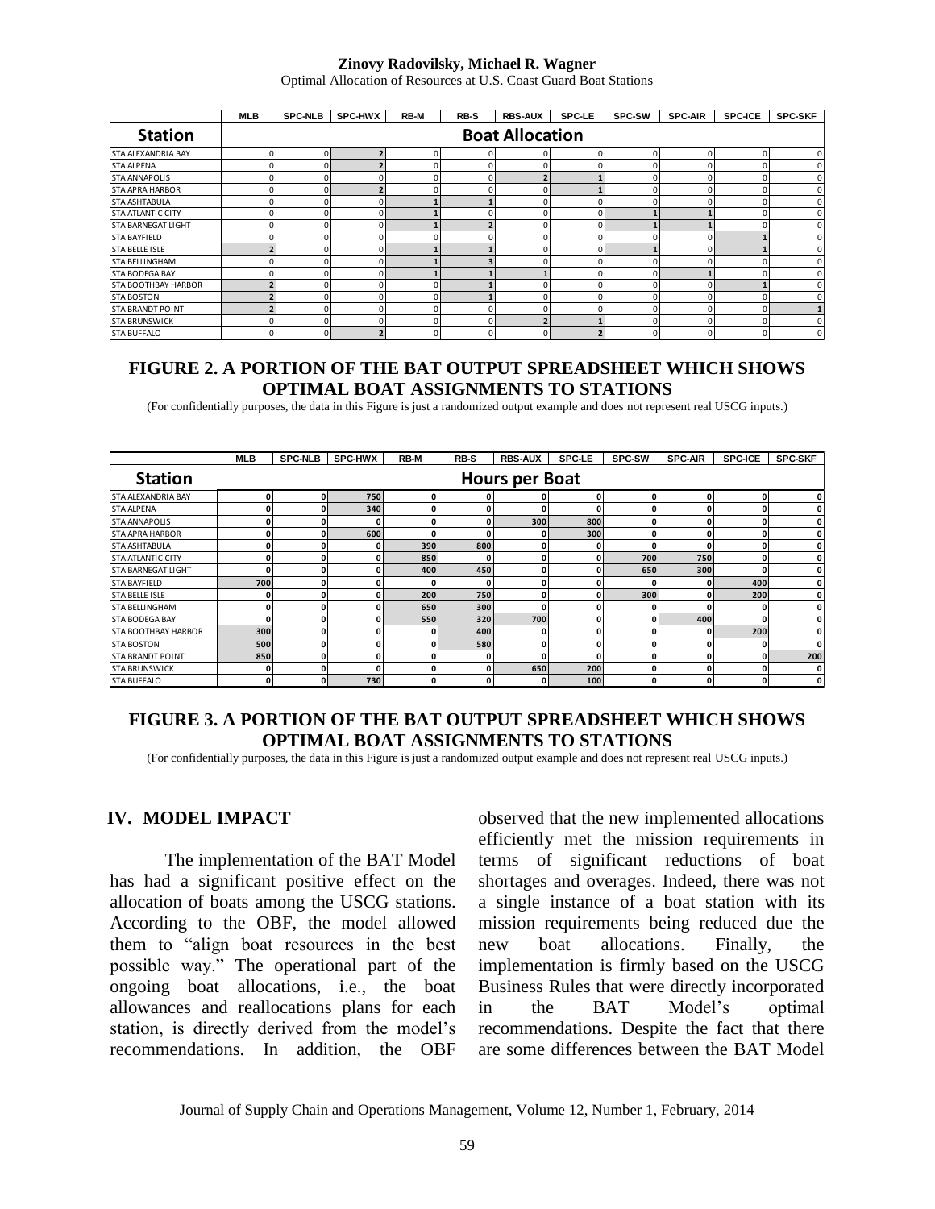| | MLB | SPC-NLB | SPC-HWX | RB-M | RB-S | RBS-AUX | SPC-LE | SPC-SW | SPC-AIR | SPC-ICE | SPC-SKF |
|---|---|---|---|---|---|---|---|---|---|---|---|
| **Station** | **Boat Allocation** | | | | | | | | | | |
| STA ALEXANDRIA BAY | 0 | 0 | 2 | 0 | 0 | 0 | 0 | 0 | 0 | 0 | 0 |
| STA ALPENA | 0 | 0 | 2 | 0 | 0 | 0 | 0 | 0 | 0 | 0 | 0 |
| STA ANNAPOLIS | 0 | 0 | 0 | 0 | 0 | 2 | 1 | 0 | 0 | 0 | 0 |
| STA APRA HARBOR | 0 | 0 | 2 | 0 | 0 | 0 | 1 | 0 | 0 | 0 | 0 |
| STA ASHTABULA | 0 | 0 | 0 | 1 | 1 | 0 | 0 | 0 | 0 | 0 | 0 |
| STA ATLANTIC CITY | 0 | 0 | 0 | 1 | 0 | 0 | 0 | 1 | 1 | 0 | 0 |
| STA BARNEGAT LIGHT | 0 | 0 | 0 | 1 | 2 | 0 | 0 | 1 | 1 | 0 | 0 |
| STA BAYFIELD | 0 | 0 | 0 | 0 | 0 | 0 | 0 | 0 | 0 | 1 | 0 |
| STA BELLE ISLE | 2 | 0 | 0 | 1 | 1 | 0 | 0 | 1 | 0 | 1 | 0 |
| STA BELLINGHAM | 0 | 0 | 0 | 1 | 3 | 0 | 0 | 0 | 0 | 0 | 0 |
| STA BODEGA BAY | 0 | 0 | 0 | 1 | 1 | 1 | 0 | 0 | 1 | 0 | 0 |
| STA BOOTHBAY HARBOR | 2 | 0 | 0 | 0 | 1 | 0 | 0 | 0 | 0 | 1 | 0 |
| STA BOSTON | 2 | 0 | 0 | 0 | 1 | 0 | 0 | 0 | 0 | 0 | 0 |
| STA BRANDT POINT | 2 | 0 | 0 | 0 | 0 | 0 | 0 | 0 | 0 | 0 | 1 |
| STA BRUNSWICK | 0 | 0 | 0 | 0 | 0 | 2 | 1 | 0 | 0 | 0 | 0 |
| STA BUFFALO | 0 | 0 | 2 | 0 | 0 | 0 | 2 | 0 | 0 | 0 | 0 |

**FIGURE 2. A PORTION OF THE BAT OUTPUT SPREADSHEET WHICH SHOWS OPTIMAL BOAT ASSIGNMENTS TO STATIONS**

(For confidentially purposes, the data in this Figure is just a randomized output example and does not represent real USCG inputs.)

| | MLB | SPC-NLB | SPC-HWX | RB-M | RB-S | RBS-AUX | SPC-LE | SPC-SW | SPC-AIR | SPC-ICE | SPC-SKF |
|---|---|---|---|---|---|---|---|---|---|---|---|
| **Station** | **Hours per Boat** | | | | | | | | | | |
| STA ALEXANDRIA BAY | 0 | 0 | 750 | 0 | 0 | 0 | 0 | 0 | 0 | 0 | 0 |
| STA ALPENA | 0 | 0 | 340 | 0 | 0 | 0 | 0 | 0 | 0 | 0 | 0 |
| STA ANNAPOLIS | 0 | 0 | 0 | 0 | 0 | 300 | 800 | 0 | 0 | 0 | 0 |
| STA APRA HARBOR | 0 | 0 | 600 | 0 | 0 | 0 | 300 | 0 | 0 | 0 | 0 |
| STA ASHTABULA | 0 | 0 | 0 | 390 | 800 | 0 | 0 | 0 | 0 | 0 | 0 |
| STA ATLANTIC CITY | 0 | 0 | 0 | 850 | 0 | 0 | 0 | 700 | 750 | 0 | 0 |
| STA BARNEGAT LIGHT | 0 | 0 | 0 | 400 | 450 | 0 | 0 | 650 | 300 | 0 | 0 |
| STA BAYFIELD | 700 | 0 | 0 | 0 | 0 | 0 | 0 | 0 | 0 | 400 | 0 |
| STA BELLE ISLE | 0 | 0 | 0 | 200 | 750 | 0 | 0 | 300 | 0 | 200 | 0 |
| STA BELLINGHAM | 0 | 0 | 0 | 650 | 300 | 0 | 0 | 0 | 0 | 0 | 0 |
| STA BODEGA BAY | 0 | 0 | 0 | 550 | 320 | 700 | 0 | 0 | 400 | 0 | 0 |
| STA BOOTHBAY HARBOR | 300 | 0 | 0 | 0 | 400 | 0 | 0 | 0 | 0 | 200 | 0 |
| STA BOSTON | 500 | 0 | 0 | 0 | 580 | 0 | 0 | 0 | 0 | 0 | 0 |
| STA BRANDT POINT | 850 | 0 | 0 | 0 | 0 | 0 | 0 | 0 | 0 | 0 | 200 |
| STA BRUNSWICK | 0 | 0 | 0 | 0 | 0 | 650 | 200 | 0 | 0 | 0 | 0 |
| STA BUFFALO | 0 | 0 | 730 | 0 | 0 | 0 | 100 | 0 | 0 | 0 | 0 |

**FIGURE 3. A PORTION OF THE BAT OUTPUT SPREADSHEET WHICH SHOWS OPTIMAL BOAT ASSIGNMENTS TO STATIONS**

(For confidentially purposes, the data in this Figure is just a randomized output example and does not represent real USCG inputs.)

## IV. MODEL IMPACT

The implementation of the BAT Model has had a significant positive effect on the allocation of boats among the USCG stations. According to the OBF, the model allowed them to "align boat resources in the best possible way." The operational part of the ongoing boat allocations, i.e., the boat allowances and reallocations plans for each station, is directly derived from the model's recommendations. In addition, the OBF observed that the new implemented allocations efficiently met the mission requirements in terms of significant reductions of boat shortages and overages. Indeed, there was not a single instance of a boat station with its mission requirements being reduced due the new boat allocations. Finally, the implementation is firmly based on the USCG Business Rules that were directly incorporated in the BAT Model's optimal recommendations. Despite the fact that there are some differences between the BAT Model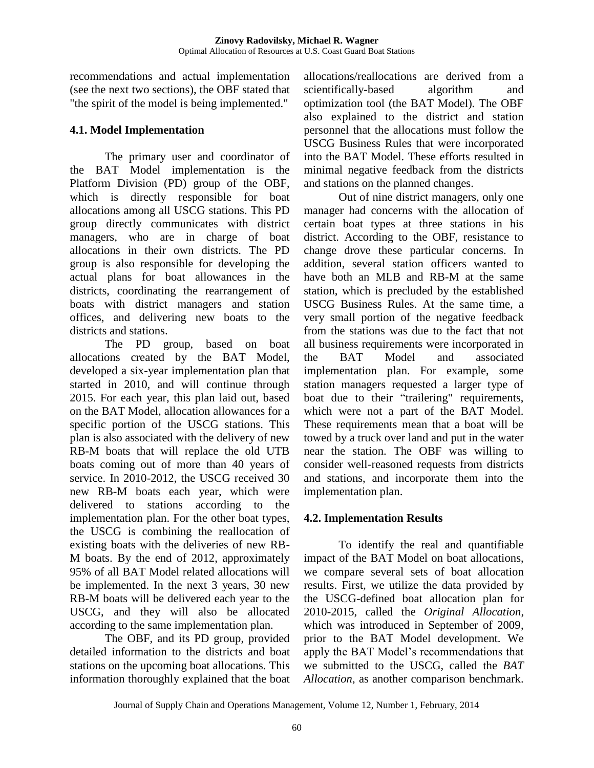recommendations and actual implementation (see the next two sections), the OBF stated that "the spirit of the model is being implemented."

### 4.1. Model Implementation

The primary user and coordinator of the BAT Model implementation is the Platform Division (PD) group of the OBF, which is directly responsible for boat allocations among all USCG stations. This PD group directly communicates with district managers, who are in charge of boat allocations in their own districts. The PD group is also responsible for developing the actual plans for boat allowances in the districts, coordinating the rearrangement of boats with district managers and station offices, and delivering new boats to the districts and stations.

The PD group, based on boat allocations created by the BAT Model, developed a six-year implementation plan that started in 2010, and will continue through 2015. For each year, this plan laid out, based on the BAT Model, allocation allowances for a specific portion of the USCG stations. This plan is also associated with the delivery of new RB-M boats that will replace the old UTB boats coming out of more than 40 years of service. In 2010-2012, the USCG received 30 new RB-M boats each year, which were delivered to stations according to the implementation plan. For the other boat types, the USCG is combining the reallocation of existing boats with the deliveries of new RB-M boats. By the end of 2012, approximately 95% of all BAT Model related allocations will be implemented. In the next 3 years, 30 new RB-M boats will be delivered each year to the USCG, and they will also be allocated according to the same implementation plan.

The OBF, and its PD group, provided detailed information to the districts and boat stations on the upcoming boat allocations. This information thoroughly explained that the boat allocations/reallocations are derived from a scientifically-based algorithm and optimization tool (the BAT Model). The OBF also explained to the district and station personnel that the allocations must follow the USCG Business Rules that were incorporated into the BAT Model. These efforts resulted in minimal negative feedback from the districts and stations on the planned changes.

Out of nine district managers, only one manager had concerns with the allocation of certain boat types at three stations in his district. According to the OBF, resistance to change drove these particular concerns. In addition, several station officers wanted to have both an MLB and RB-M at the same station, which is precluded by the established USCG Business Rules. At the same time, a very small portion of the negative feedback from the stations was due to the fact that not all business requirements were incorporated in the BAT Model and associated implementation plan. For example, some station managers requested a larger type of boat due to their "trailering" requirements, which were not a part of the BAT Model. These requirements mean that a boat will be towed by a truck over land and put in the water near the station. The OBF was willing to consider well-reasoned requests from districts and stations, and incorporate them into the implementation plan.

### 4.2. Implementation Results

To identify the real and quantifiable impact of the BAT Model on boat allocations, we compare several sets of boat allocation results. First, we utilize the data provided by the USCG-defined boat allocation plan for 2010-2015, called the *Original Allocation*, which was introduced in September of 2009, prior to the BAT Model development. We apply the BAT Model's recommendations that we submitted to the USCG, called the *BAT Allocation*, as another comparison benchmark.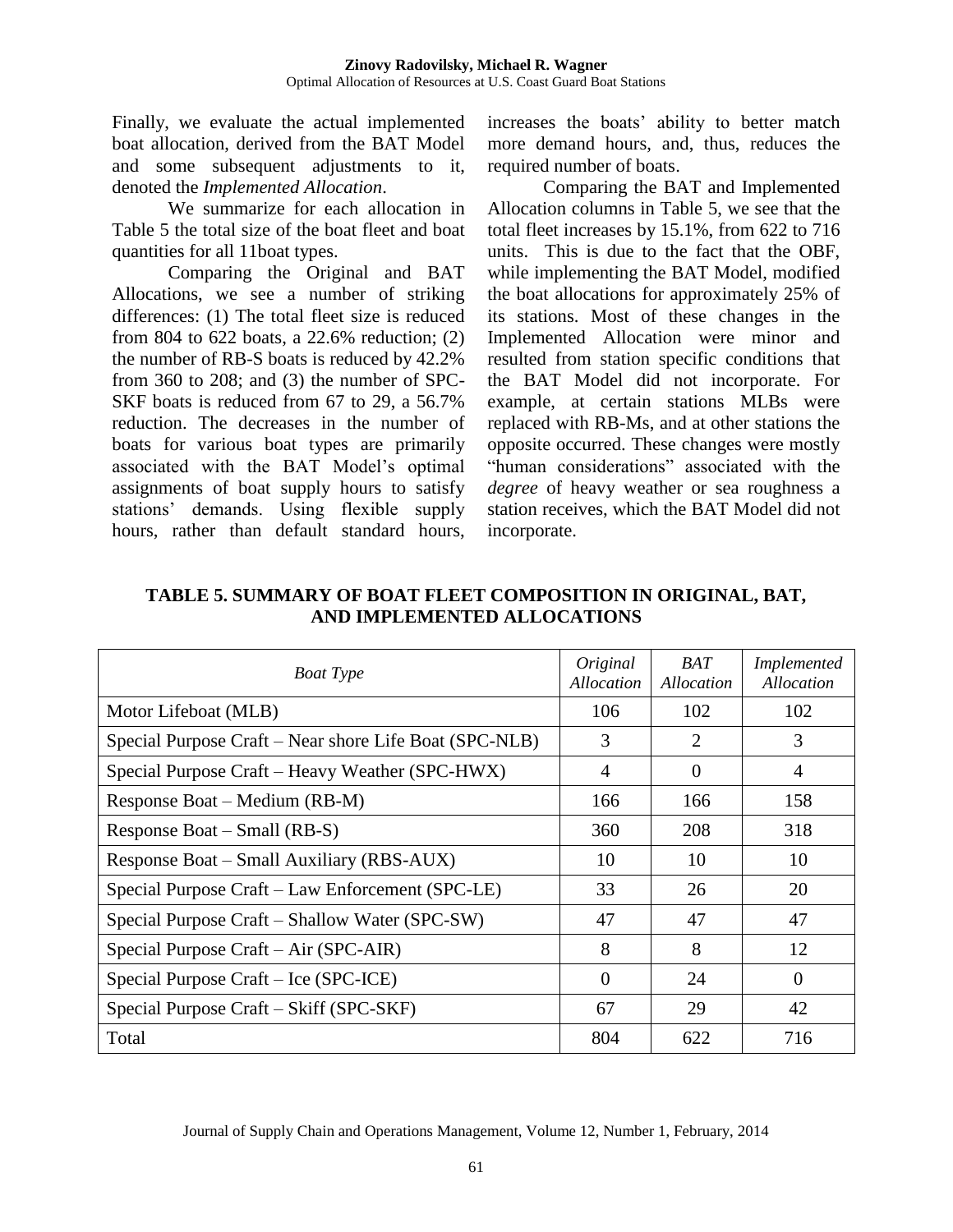Finally, we evaluate the actual implemented boat allocation, derived from the BAT Model and some subsequent adjustments to it, denoted the *Implemented Allocation*.

We summarize for each allocation in Table 5 the total size of the boat fleet and boat quantities for all 11boat types.

Comparing the Original and BAT Allocations, we see a number of striking differences: (1) The total fleet size is reduced from 804 to 622 boats, a 22.6% reduction; (2) the number of RB-S boats is reduced by 42.2% from 360 to 208; and (3) the number of SPC-SKF boats is reduced from 67 to 29, a 56.7% reduction. The decreases in the number of boats for various boat types are primarily associated with the BAT Model's optimal assignments of boat supply hours to satisfy stations' demands. Using flexible supply hours, rather than default standard hours, increases the boats' ability to better match more demand hours, and, thus, reduces the required number of boats.

Comparing the BAT and Implemented Allocation columns in Table 5, we see that the total fleet increases by 15.1%, from 622 to 716 units. This is due to the fact that the OBF, while implementing the BAT Model, modified the boat allocations for approximately 25% of its stations. Most of these changes in the Implemented Allocation were minor and resulted from station specific conditions that the BAT Model did not incorporate. For example, at certain stations MLBs were replaced with RB-Ms, and at other stations the opposite occurred. These changes were mostly "human considerations" associated with the *degree* of heavy weather or sea roughness a station receives, which the BAT Model did not incorporate.

**TABLE 5. SUMMARY OF BOAT FLEET COMPOSITION IN ORIGINAL, BAT, AND IMPLEMENTED ALLOCATIONS**

| *Boat Type* | *Original Allocation* | *BAT Allocation* | *Implemented Allocation* |
|---|---|---|---|
| Motor Lifeboat (MLB) | 106 | 102 | 102 |
| Special Purpose Craft – Near shore Life Boat (SPC-NLB) | 3 | 2 | 3 |
| Special Purpose Craft – Heavy Weather (SPC-HWX) | 4 | 0 | 4 |
| Response Boat – Medium (RB-M) | 166 | 166 | 158 |
| Response Boat – Small (RB-S) | 360 | 208 | 318 |
| Response Boat – Small Auxiliary (RBS-AUX) | 10 | 10 | 10 |
| Special Purpose Craft – Law Enforcement (SPC-LE) | 33 | 26 | 20 |
| Special Purpose Craft – Shallow Water (SPC-SW) | 47 | 47 | 47 |
| Special Purpose Craft – Air (SPC-AIR) | 8 | 8 | 12 |
| Special Purpose Craft – Ice (SPC-ICE) | 0 | 24 | 0 |
| Special Purpose Craft – Skiff (SPC-SKF) | 67 | 29 | 42 |
| Total | 804 | 622 | 716 |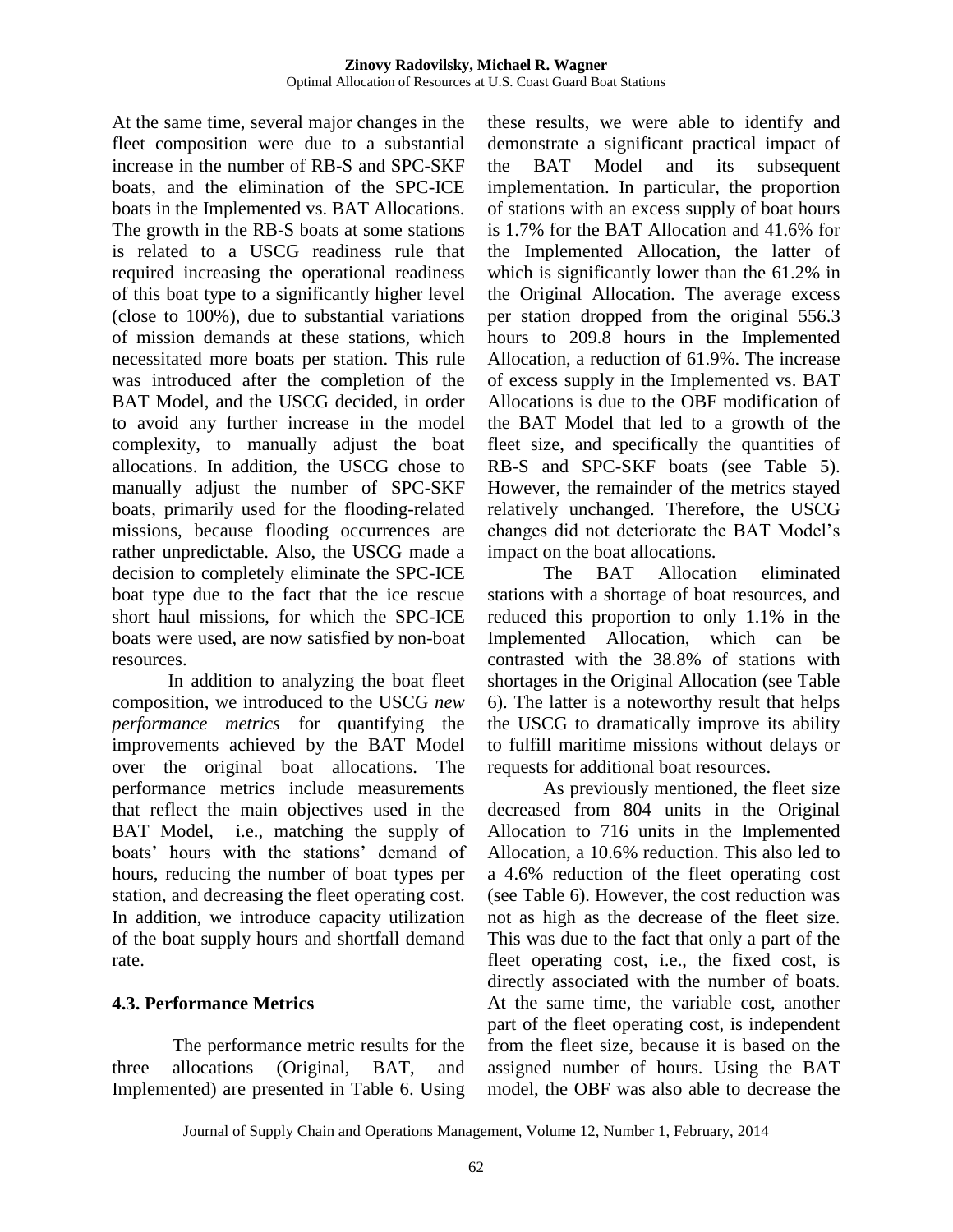At the same time, several major changes in the fleet composition were due to a substantial increase in the number of RB-S and SPC-SKF boats, and the elimination of the SPC-ICE boats in the Implemented vs. BAT Allocations. The growth in the RB-S boats at some stations is related to a USCG readiness rule that required increasing the operational readiness of this boat type to a significantly higher level (close to 100%), due to substantial variations of mission demands at these stations, which necessitated more boats per station. This rule was introduced after the completion of the BAT Model, and the USCG decided, in order to avoid any further increase in the model complexity, to manually adjust the boat allocations. In addition, the USCG chose to manually adjust the number of SPC-SKF boats, primarily used for the flooding-related missions, because flooding occurrences are rather unpredictable. Also, the USCG made a decision to completely eliminate the SPC-ICE boat type due to the fact that the ice rescue short haul missions, for which the SPC-ICE boats were used, are now satisfied by non-boat resources.

In addition to analyzing the boat fleet composition, we introduced to the USCG *new performance metrics* for quantifying the improvements achieved by the BAT Model over the original boat allocations. The performance metrics include measurements that reflect the main objectives used in the BAT Model, i.e., matching the supply of boats' hours with the stations' demand of hours, reducing the number of boat types per station, and decreasing the fleet operating cost. In addition, we introduce capacity utilization of the boat supply hours and shortfall demand rate.

## 4.3. Performance Metrics

The performance metric results for the three allocations (Original, BAT, and Implemented) are presented in Table 6. Using these results, we were able to identify and demonstrate a significant practical impact of the BAT Model and its subsequent implementation. In particular, the proportion of stations with an excess supply of boat hours is 1.7% for the BAT Allocation and 41.6% for the Implemented Allocation, the latter of which is significantly lower than the 61.2% in the Original Allocation. The average excess per station dropped from the original 556.3 hours to 209.8 hours in the Implemented Allocation, a reduction of 61.9%. The increase of excess supply in the Implemented vs. BAT Allocations is due to the OBF modification of the BAT Model that led to a growth of the fleet size, and specifically the quantities of RB-S and SPC-SKF boats (see Table 5). However, the remainder of the metrics stayed relatively unchanged. Therefore, the USCG changes did not deteriorate the BAT Model's impact on the boat allocations.

The BAT Allocation eliminated stations with a shortage of boat resources, and reduced this proportion to only 1.1% in the Implemented Allocation, which can be contrasted with the 38.8% of stations with shortages in the Original Allocation (see Table 6). The latter is a noteworthy result that helps the USCG to dramatically improve its ability to fulfill maritime missions without delays or requests for additional boat resources.

As previously mentioned, the fleet size decreased from 804 units in the Original Allocation to 716 units in the Implemented Allocation, a 10.6% reduction. This also led to a 4.6% reduction of the fleet operating cost (see Table 6). However, the cost reduction was not as high as the decrease of the fleet size. This was due to the fact that only a part of the fleet operating cost, i.e., the fixed cost, is directly associated with the number of boats. At the same time, the variable cost, another part of the fleet operating cost, is independent from the fleet size, because it is based on the assigned number of hours. Using the BAT model, the OBF was also able to decrease the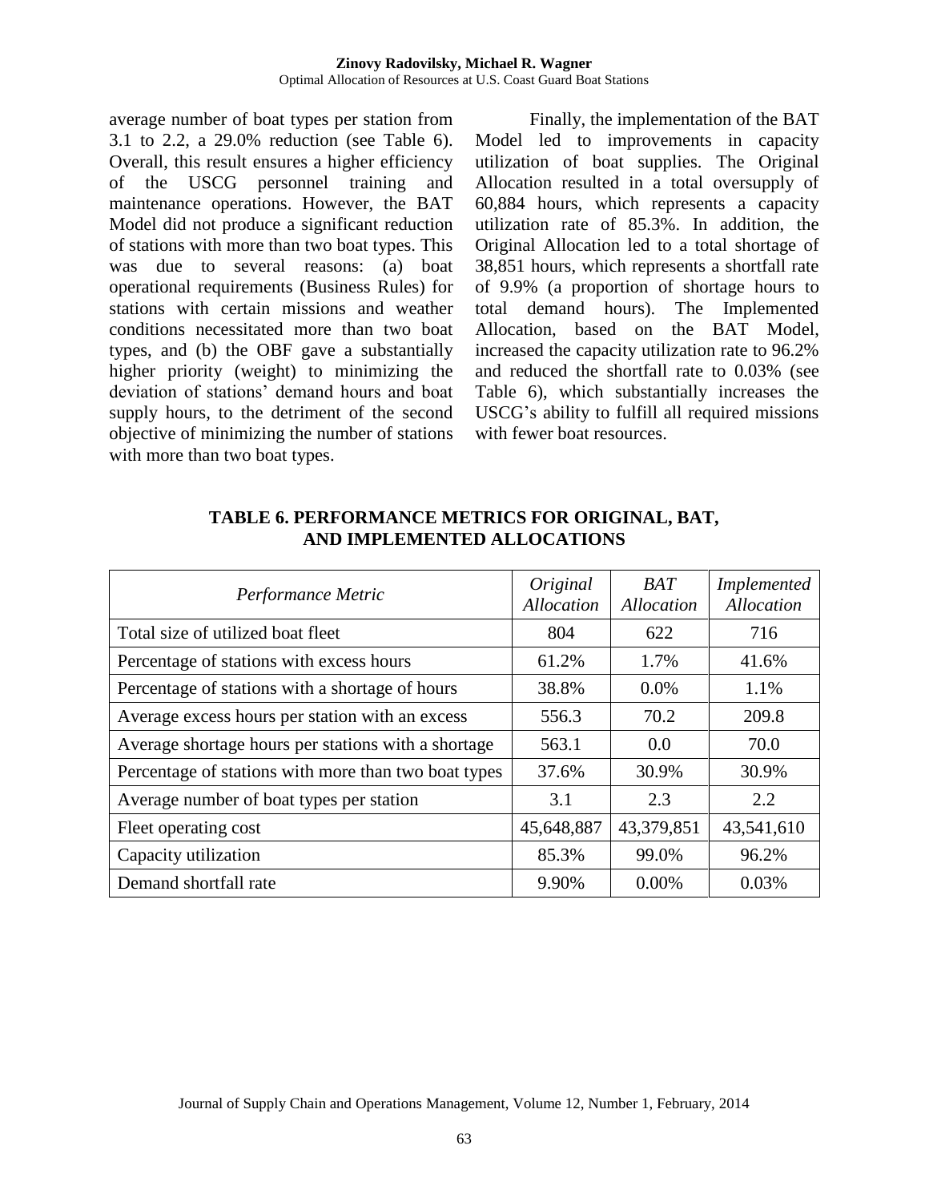average number of boat types per station from 3.1 to 2.2, a 29.0% reduction (see Table 6). Overall, this result ensures a higher efficiency of the USCG personnel training and maintenance operations. However, the BAT Model did not produce a significant reduction of stations with more than two boat types. This was due to several reasons: (a) boat operational requirements (Business Rules) for stations with certain missions and weather conditions necessitated more than two boat types, and (b) the OBF gave a substantially higher priority (weight) to minimizing the deviation of stations' demand hours and boat supply hours, to the detriment of the second objective of minimizing the number of stations with more than two boat types.

Finally, the implementation of the BAT Model led to improvements in capacity utilization of boat supplies. The Original Allocation resulted in a total oversupply of 60,884 hours, which represents a capacity utilization rate of 85.3%. In addition, the Original Allocation led to a total shortage of 38,851 hours, which represents a shortfall rate of 9.9% (a proportion of shortage hours to total demand hours). The Implemented Allocation, based on the BAT Model, increased the capacity utilization rate to 96.2% and reduced the shortfall rate to 0.03% (see Table 6), which substantially increases the USCG's ability to fulfill all required missions with fewer boat resources.

**TABLE 6. PERFORMANCE METRICS FOR ORIGINAL, BAT, AND IMPLEMENTED ALLOCATIONS**

| *Performance Metric* | *Original Allocation* | *BAT Allocation* | *Implemented Allocation* |
|---|---|---|---|
| Total size of utilized boat fleet | 804 | 622 | 716 |
| Percentage of stations with excess hours | 61.2% | 1.7% | 41.6% |
| Percentage of stations with a shortage of hours | 38.8% | 0.0% | 1.1% |
| Average excess hours per station with an excess | 556.3 | 70.2 | 209.8 |
| Average shortage hours per stations with a shortage | 563.1 | 0.0 | 70.0 |
| Percentage of stations with more than two boat types | 37.6% | 30.9% | 30.9% |
| Average number of boat types per station | 3.1 | 2.3 | 2.2 |
| Fleet operating cost | 45,648,887 | 43,379,851 | 43,541,610 |
| Capacity utilization | 85.3% | 99.0% | 96.2% |
| Demand shortfall rate | 9.90% | 0.00% | 0.03% |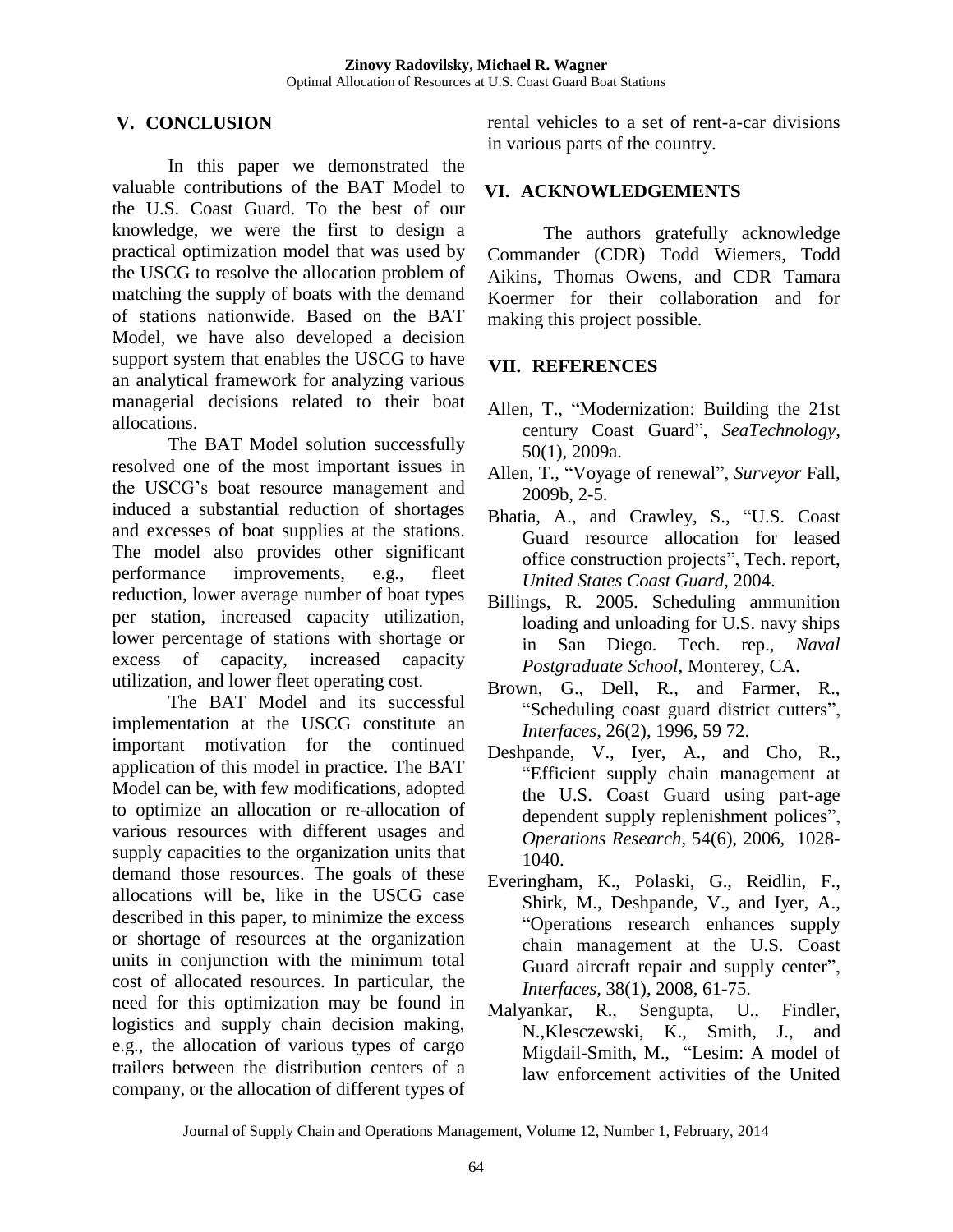## V. CONCLUSION

In this paper we demonstrated the valuable contributions of the BAT Model to the U.S. Coast Guard. To the best of our knowledge, we were the first to design a practical optimization model that was used by the USCG to resolve the allocation problem of matching the supply of boats with the demand of stations nationwide. Based on the BAT Model, we have also developed a decision support system that enables the USCG to have an analytical framework for analyzing various managerial decisions related to their boat allocations.

The BAT Model solution successfully resolved one of the most important issues in the USCG's boat resource management and induced a substantial reduction of shortages and excesses of boat supplies at the stations. The model also provides other significant performance improvements, e.g., fleet reduction, lower average number of boat types per station, increased capacity utilization, lower percentage of stations with shortage or excess of capacity, increased capacity utilization, and lower fleet operating cost.

The BAT Model and its successful implementation at the USCG constitute an important motivation for the continued application of this model in practice. The BAT Model can be, with few modifications, adopted to optimize an allocation or re-allocation of various resources with different usages and supply capacities to the organization units that demand those resources. The goals of these allocations will be, like in the USCG case described in this paper, to minimize the excess or shortage of resources at the organization units in conjunction with the minimum total cost of allocated resources. In particular, the need for this optimization may be found in logistics and supply chain decision making, e.g., the allocation of various types of cargo trailers between the distribution centers of a company, or the allocation of different types of rental vehicles to a set of rent-a-car divisions in various parts of the country.

## VI. ACKNOWLEDGEMENTS

The authors gratefully acknowledge Commander (CDR) Todd Wiemers, Todd Aikins, Thomas Owens, and CDR Tamara Koermer for their collaboration and for making this project possible.

## VII. REFERENCES

Allen, T., "Modernization: Building the 21st century Coast Guard", *SeaTechnology*, 50(1), 2009a.

Allen, T., "Voyage of renewal", *Surveyor* Fall, 2009b, 2-5.

Bhatia, A., and Crawley, S., "U.S. Coast Guard resource allocation for leased office construction projects", Tech. report, *United States Coast Guard*, 2004.

Billings, R. 2005. Scheduling ammunition loading and unloading for U.S. navy ships in San Diego. Tech. rep., *Naval Postgraduate School*, Monterey, CA.

Brown, G., Dell, R., and Farmer, R., "Scheduling coast guard district cutters", *Interfaces*, 26(2), 1996, 59 72.

Deshpande, V., Iyer, A., and Cho, R., "Efficient supply chain management at the U.S. Coast Guard using part-age dependent supply replenishment polices", *Operations Research*, 54(6), 2006, 1028-1040.

Everingham, K., Polaski, G., Reidlin, F., Shirk, M., Deshpande, V., and Iyer, A., "Operations research enhances supply chain management at the U.S. Coast Guard aircraft repair and supply center", *Interfaces*, 38(1), 2008, 61-75.

Malyankar, R., Sengupta, U., Findler, N.,Klesczewski, K., Smith, J., and Migdail-Smith, M., "Lesim: A model of law enforcement activities of the United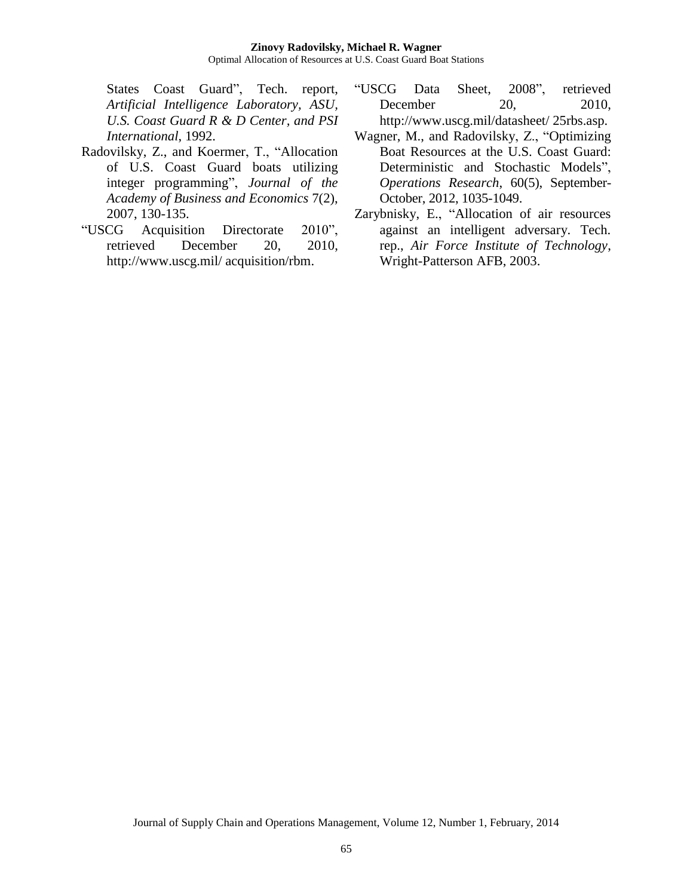States Coast Guard", Tech. report, *Artificial Intelligence Laboratory, ASU, U.S. Coast Guard R & D Center, and PSI International*, 1992.

Radovilsky, Z., and Koermer, T., "Allocation of U.S. Coast Guard boats utilizing integer programming", *Journal of the Academy of Business and Economics* 7(2), 2007, 130-135.

"USCG Acquisition Directorate 2010", retrieved December 20, 2010, http://www.uscg.mil/ acquisition/rbm.

"USCG Data Sheet, 2008", retrieved December 20, 2010, http://www.uscg.mil/datasheet/ 25rbs.asp.

Wagner, M., and Radovilsky, Z., "Optimizing Boat Resources at the U.S. Coast Guard: Deterministic and Stochastic Models", *Operations Research*, 60(5), September-October, 2012, 1035-1049.

Zarybnisky, E., "Allocation of air resources against an intelligent adversary. Tech. rep., *Air Force Institute of Technology*, Wright-Patterson AFB, 2003.